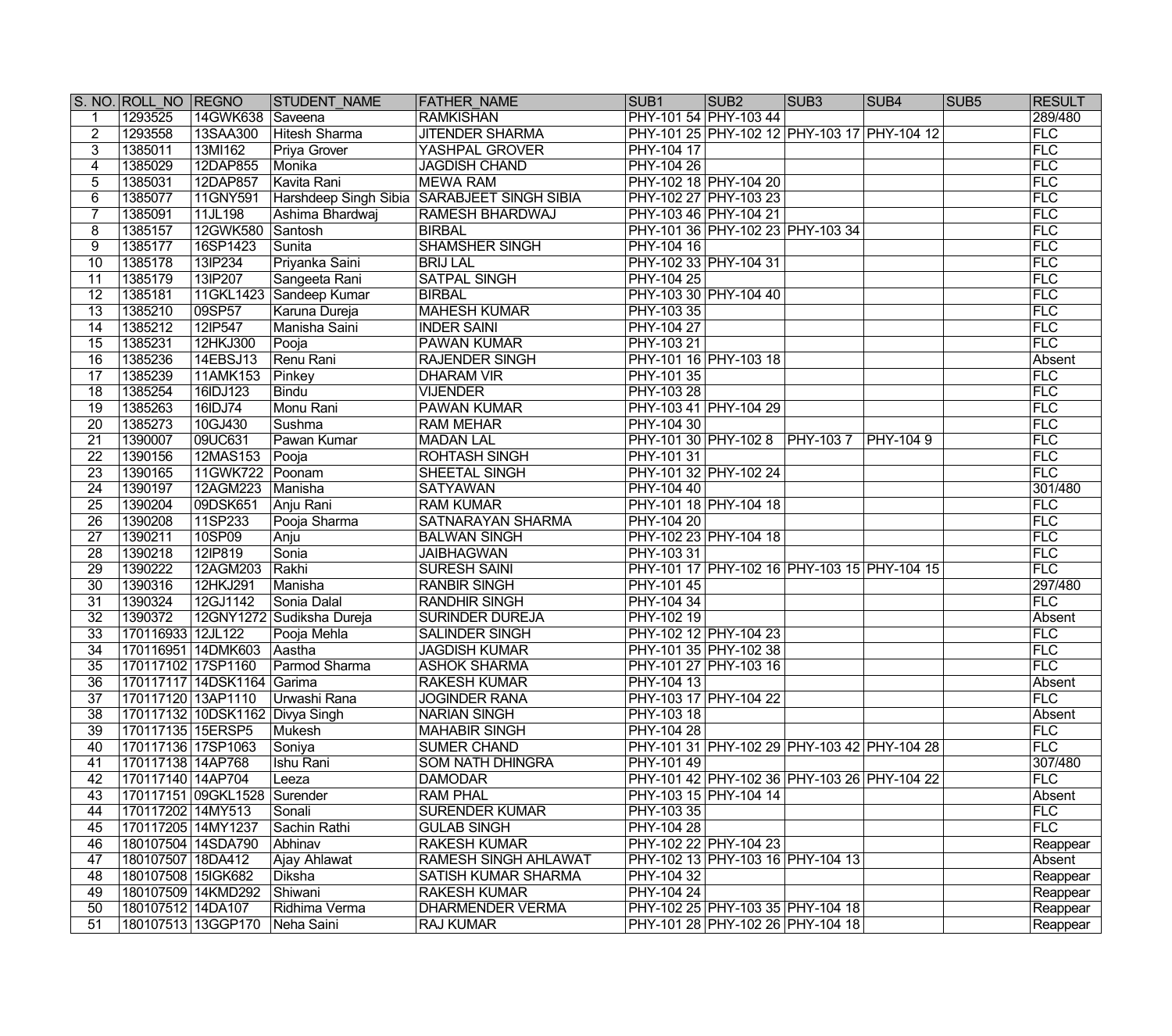| S. NO. | ROLL_NO | REGNO | STUDENT_NAME | FATHER_NAME | SUB1 | SUB2 | SUB3 | SUB4 | SUB5 | RESULT |
|---|---|---|---|---|---|---|---|---|---|---|
| 1 | 1293525 | 14GWK638 | Saveena | RAMKISHAN | PHY-101 54 | PHY-103 44 | | | | 289/480 |
| 2 | 1293558 | 13SAA300 | Hitesh Sharma | JITENDER SHARMA | PHY-101 25 | PHY-102 12 | PHY-103 17 | PHY-104 12 | | FLC |
| 3 | 1385011 | 13MI162 | Priya Grover | YASHPAL GROVER | PHY-104 17 | | | | | FLC |
| 4 | 1385029 | 12DAP855 | Monika | JAGDISH CHAND | PHY-104 26 | | | | | FLC |
| 5 | 1385031 | 12DAP857 | Kavita Rani | MEWA RAM | PHY-102 18 | PHY-104 20 | | | | FLC |
| 6 | 1385077 | 11GNY591 | Harshdeep Singh Sibia | SARABJEET SINGH SIBIA | PHY-102 27 | PHY-103 23 | | | | FLC |
| 7 | 1385091 | 11JL198 | Ashima Bhardwaj | RAMESH BHARDWAJ | PHY-103 46 | PHY-104 21 | | | | FLC |
| 8 | 1385157 | 12GWK580 | Santosh | BIRBAL | PHY-101 36 | PHY-102 23 | PHY-103 34 | | | FLC |
| 9 | 1385177 | 16SP1423 | Sunita | SHAMSHER SINGH | PHY-104 16 | | | | | FLC |
| 10 | 1385178 | 13IP234 | Priyanka Saini | BRIJ LAL | PHY-102 33 | PHY-104 31 | | | | FLC |
| 11 | 1385179 | 13IP207 | Sangeeta Rani | SATPAL SINGH | PHY-104 25 | | | | | FLC |
| 12 | 1385181 | 11GKL1423 | Sandeep Kumar | BIRBAL | PHY-103 30 | PHY-104 40 | | | | FLC |
| 13 | 1385210 | 09SP57 | Karuna Dureja | MAHESH KUMAR | PHY-103 35 | | | | | FLC |
| 14 | 1385212 | 12IP547 | Manisha Saini | INDER SAINI | PHY-104 27 | | | | | FLC |
| 15 | 1385231 | 12HKJ300 | Pooja | PAWAN KUMAR | PHY-103 21 | | | | | FLC |
| 16 | 1385236 | 14EBSJ13 | Renu Rani | RAJENDER SINGH | PHY-101 16 | PHY-103 18 | | | | Absent |
| 17 | 1385239 | 11AMK153 | Pinkey | DHARAM VIR | PHY-101 35 | | | | | FLC |
| 18 | 1385254 | 16IDJ123 | Bindu | VIJENDER | PHY-103 28 | | | | | FLC |
| 19 | 1385263 | 16IDJ74 | Monu Rani | PAWAN KUMAR | PHY-103 41 | PHY-104 29 | | | | FLC |
| 20 | 1385273 | 10GJ430 | Sushma | RAM MEHAR | PHY-104 30 | | | | | FLC |
| 21 | 1390007 | 09UC631 | Pawan Kumar | MADAN LAL | PHY-101 30 | PHY-102 8 | PHY-103 7 | PHY-104 9 | | FLC |
| 22 | 1390156 | 12MAS153 | Pooja | ROHTASH SINGH | PHY-101 31 | | | | | FLC |
| 23 | 1390165 | 11GWK722 | Poonam | SHEETAL SINGH | PHY-101 32 | PHY-102 24 | | | | FLC |
| 24 | 1390197 | 12AGM223 | Manisha | SATYAWAN | PHY-104 40 | | | | | 301/480 |
| 25 | 1390204 | 09DSK651 | Anju Rani | RAM KUMAR | PHY-101 18 | PHY-104 18 | | | | FLC |
| 26 | 1390208 | 11SP233 | Pooja Sharma | SATNARAYAN SHARMA | PHY-104 20 | | | | | FLC |
| 27 | 1390211 | 10SP09 | Anju | BALWAN SINGH | PHY-102 23 | PHY-104 18 | | | | FLC |
| 28 | 1390218 | 12IP819 | Sonia | JAIBHAGWAN | PHY-103 31 | | | | | FLC |
| 29 | 1390222 | 12AGM203 | Rakhi | SURESH SAINI | PHY-101 17 | PHY-102 16 | PHY-103 15 | PHY-104 15 | | FLC |
| 30 | 1390316 | 12HKJ291 | Manisha | RANBIR SINGH | PHY-101 45 | | | | | 297/480 |
| 31 | 1390324 | 12GJ1142 | Sonia Dalal | RANDHIR SINGH | PHY-104 34 | | | | | FLC |
| 32 | 1390372 | 12GNY1272 | Sudiksha Dureja | SURINDER DUREJA | PHY-102 19 | | | | | Absent |
| 33 | 170116933 | 12JL122 | Pooja Mehla | SALINDER SINGH | PHY-102 12 | PHY-104 23 | | | | FLC |
| 34 | 170116951 | 14DMK603 | Aastha | JAGDISH KUMAR | PHY-101 35 | PHY-102 38 | | | | FLC |
| 35 | 170117102 | 17SP1160 | Parmod Sharma | ASHOK SHARMA | PHY-101 27 | PHY-103 16 | | | | FLC |
| 36 | 170117117 | 14DSK1164 | Garima | RAKESH KUMAR | PHY-104 13 | | | | | Absent |
| 37 | 170117120 | 13AP1110 | Urwashi Rana | JOGINDER RANA | PHY-103 17 | PHY-104 22 | | | | FLC |
| 38 | 170117132 | 10DSK1162 | Divya Singh | NARIAN SINGH | PHY-103 18 | | | | | Absent |
| 39 | 170117135 | 15ERSP5 | Mukesh | MAHABIR SINGH | PHY-104 28 | | | | | FLC |
| 40 | 170117136 | 17SP1063 | Soniya | SUMER CHAND | PHY-101 31 | PHY-102 29 | PHY-103 42 | PHY-104 28 | | FLC |
| 41 | 170117138 | 14AP768 | Ishu Rani | SOM NATH DHINGRA | PHY-101 49 | | | | | 307/480 |
| 42 | 170117140 | 14AP704 | Leeza | DAMODAR | PHY-101 42 | PHY-102 36 | PHY-103 26 | PHY-104 22 | | FLC |
| 43 | 170117151 | 09GKL1528 | Surender | RAM PHAL | PHY-103 15 | PHY-104 14 | | | | Absent |
| 44 | 170117202 | 14MY513 | Sonali | SURENDER KUMAR | PHY-103 35 | | | | | FLC |
| 45 | 170117205 | 14MY1237 | Sachin Rathi | GULAB SINGH | PHY-104 28 | | | | | FLC |
| 46 | 180107504 | 14SDA790 | Abhinav | RAKESH KUMAR | PHY-102 22 | PHY-104 23 | | | | Reappear |
| 47 | 180107507 | 18DA412 | Ajay Ahlawat | RAMESH SINGH AHLAWAT | PHY-102 13 | PHY-103 16 | PHY-104 13 | | | Absent |
| 48 | 180107508 | 15IGK682 | Diksha | SATISH KUMAR SHARMA | PHY-104 32 | | | | | Reappear |
| 49 | 180107509 | 14KMD292 | Shiwani | RAKESH KUMAR | PHY-104 24 | | | | | Reappear |
| 50 | 180107512 | 14DA107 | Ridhima Verma | DHARMENDER VERMA | PHY-102 25 | PHY-103 35 | PHY-104 18 | | | Reappear |
| 51 | 180107513 | 13GGP170 | Neha Saini | RAJ KUMAR | PHY-101 28 | PHY-102 26 | PHY-104 18 | | | Reappear |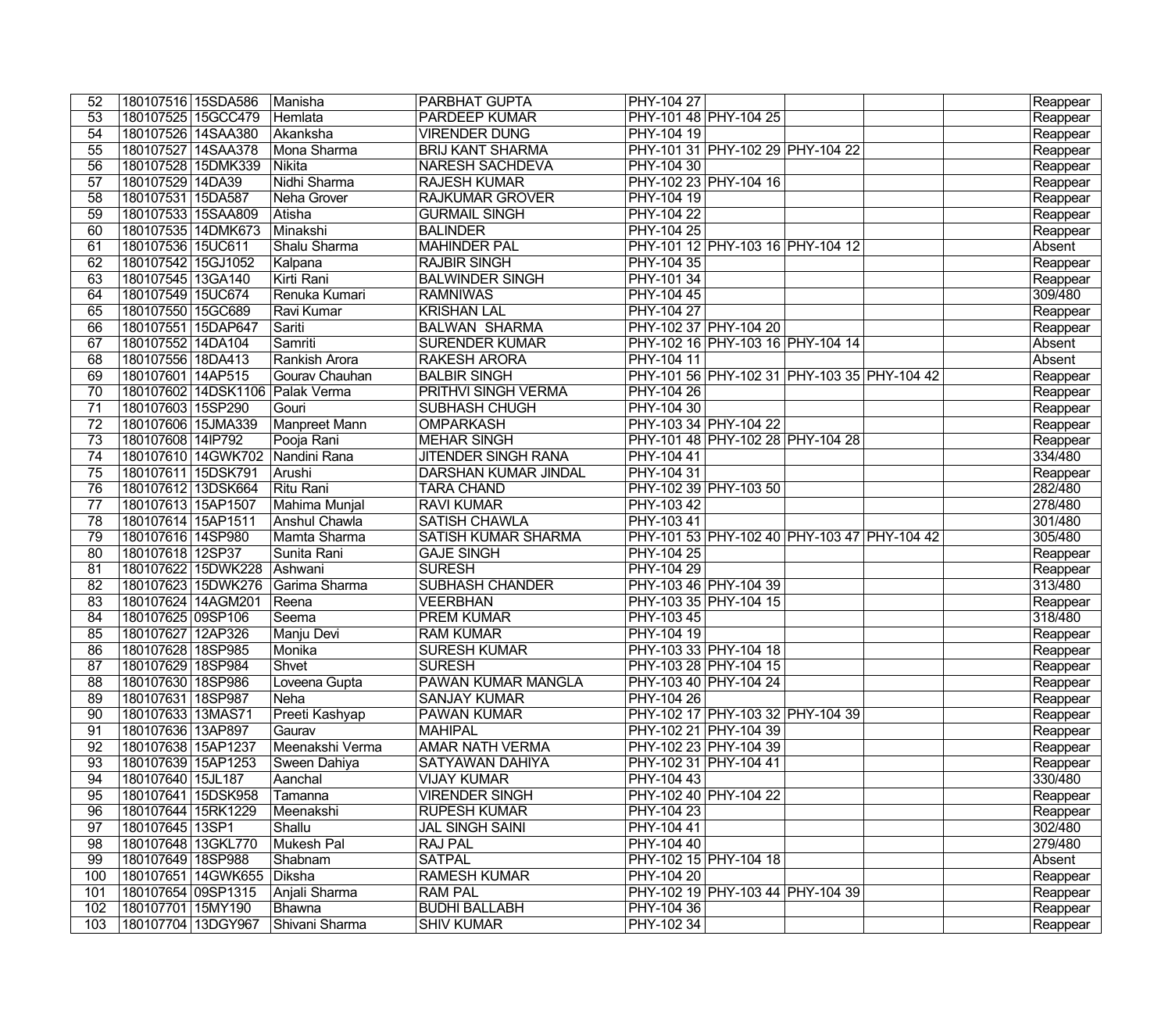| 52 | 180107516 | 15SDA586 | Manisha | PARBHAT GUPTA | PHY-104 27 | | | | | Reappear |
|---|---|---|---|---|---|---|---|---|---|---|
| 53 | 180107525 | 15GCC479 | Hemlata | PARDEEP KUMAR | PHY-101 48 | PHY-104 25 | | | | Reappear |
| 54 | 180107526 | 14SAA380 | Akanksha | VIRENDER DUNG | PHY-104 19 | | | | | Reappear |
| 55 | 180107527 | 14SAA378 | Mona Sharma | BRIJ KANT SHARMA | PHY-101 31 | PHY-102 29 | PHY-104 22 | | | Reappear |
| 56 | 180107528 | 15DMK339 | Nikita | NARESH SACHDEVA | PHY-104 30 | | | | | Reappear |
| 57 | 180107529 | 14DA39 | Nidhi Sharma | RAJESH KUMAR | PHY-102 23 | PHY-104 16 | | | | Reappear |
| 58 | 180107531 | 15DA587 | Neha Grover | RAJKUMAR GROVER | PHY-104 19 | | | | | Reappear |
| 59 | 180107533 | 15SAA809 | Atisha | GURMAIL SINGH | PHY-104 22 | | | | | Reappear |
| 60 | 180107535 | 14DMK673 | Minakshi | BALINDER | PHY-104 25 | | | | | Reappear |
| 61 | 180107536 | 15UC611 | Shalu Sharma | MAHINDER PAL | PHY-101 12 | PHY-103 16 | PHY-104 12 | | | Absent |
| 62 | 180107542 | 15GJ1052 | Kalpana | RAJBIR SINGH | PHY-104 35 | | | | | Reappear |
| 63 | 180107545 | 13GA140 | Kirti Rani | BALWINDER SINGH | PHY-101 34 | | | | | Reappear |
| 64 | 180107549 | 15UC674 | Renuka Kumari | RAMNIWAS | PHY-104 45 | | | | | 309/480 |
| 65 | 180107550 | 15GC689 | Ravi Kumar | KRISHAN LAL | PHY-104 27 | | | | | Reappear |
| 66 | 180107551 | 15DAP647 | Sariti | BALWAN SHARMA | PHY-102 37 | PHY-104 20 | | | | Reappear |
| 67 | 180107552 | 14DA104 | Samriti | SURENDER KUMAR | PHY-102 16 | PHY-103 16 | PHY-104 14 | | | Absent |
| 68 | 180107556 | 18DA413 | Rankish Arora | RAKESH ARORA | PHY-104 11 | | | | | Absent |
| 69 | 180107601 | 14AP515 | Gourav Chauhan | BALBIR SINGH | PHY-101 56 | PHY-102 31 | PHY-103 35 | PHY-104 42 | | Reappear |
| 70 | 180107602 | 14DSK1106 | Palak Verma | PRITHVI SINGH VERMA | PHY-104 26 | | | | | Reappear |
| 71 | 180107603 | 15SP290 | Gouri | SUBHASH CHUGH | PHY-104 30 | | | | | Reappear |
| 72 | 180107606 | 15JMA339 | Manpreet Mann | OMPARKASH | PHY-103 34 | PHY-104 22 | | | | Reappear |
| 73 | 180107608 | 14IP792 | Pooja Rani | MEHAR SINGH | PHY-101 48 | PHY-102 28 | PHY-104 28 | | | Reappear |
| 74 | 180107610 | 14GWK702 | Nandini Rana | JITENDER SINGH RANA | PHY-104 41 | | | | | 334/480 |
| 75 | 180107611 | 15DSK791 | Arushi | DARSHAN KUMAR JINDAL | PHY-104 31 | | | | | Reappear |
| 76 | 180107612 | 13DSK664 | Ritu Rani | TARA CHAND | PHY-102 39 | PHY-103 50 | | | | 282/480 |
| 77 | 180107613 | 15AP1507 | Mahima Munjal | RAVI KUMAR | PHY-103 42 | | | | | 278/480 |
| 78 | 180107614 | 15AP1511 | Anshul Chawla | SATISH CHAWLA | PHY-103 41 | | | | | 301/480 |
| 79 | 180107616 | 14SP980 | Mamta Sharma | SATISH KUMAR SHARMA | PHY-101 53 | PHY-102 40 | PHY-103 47 | PHY-104 42 | | 305/480 |
| 80 | 180107618 | 12SP37 | Sunita Rani | GAJE SINGH | PHY-104 25 | | | | | Reappear |
| 81 | 180107622 | 15DWK228 | Ashwani | SURESH | PHY-104 29 | | | | | Reappear |
| 82 | 180107623 | 15DWK276 | Garima Sharma | SUBHASH CHANDER | PHY-103 46 | PHY-104 39 | | | | 313/480 |
| 83 | 180107624 | 14AGM201 | Reena | VEERBHAN | PHY-103 35 | PHY-104 15 | | | | Reappear |
| 84 | 180107625 | 09SP106 | Seema | PREM KUMAR | PHY-103 45 | | | | | 318/480 |
| 85 | 180107627 | 12AP326 | Manju Devi | RAM KUMAR | PHY-104 19 | | | | | Reappear |
| 86 | 180107628 | 18SP985 | Monika | SURESH KUMAR | PHY-103 33 | PHY-104 18 | | | | Reappear |
| 87 | 180107629 | 18SP984 | Shvet | SURESH | PHY-103 28 | PHY-104 15 | | | | Reappear |
| 88 | 180107630 | 18SP986 | Loveena Gupta | PAWAN KUMAR MANGLA | PHY-103 40 | PHY-104 24 | | | | Reappear |
| 89 | 180107631 | 18SP987 | Neha | SANJAY KUMAR | PHY-104 26 | | | | | Reappear |
| 90 | 180107633 | 13MAS71 | Preeti Kashyap | PAWAN KUMAR | PHY-102 17 | PHY-103 32 | PHY-104 39 | | | Reappear |
| 91 | 180107636 | 13AP897 | Gaurav | MAHIPAL | PHY-102 21 | PHY-104 39 | | | | Reappear |
| 92 | 180107638 | 15AP1237 | Meenakshi Verma | AMAR NATH VERMA | PHY-102 23 | PHY-104 39 | | | | Reappear |
| 93 | 180107639 | 15AP1253 | Sween Dahiya | SATYAWAN DAHIYA | PHY-102 31 | PHY-104 41 | | | | Reappear |
| 94 | 180107640 | 15JL187 | Aanchal | VIJAY KUMAR | PHY-104 43 | | | | | 330/480 |
| 95 | 180107641 | 15DSK958 | Tamanna | VIRENDER SINGH | PHY-102 40 | PHY-104 22 | | | | Reappear |
| 96 | 180107644 | 15RK1229 | Meenakshi | RUPESH KUMAR | PHY-104 23 | | | | | Reappear |
| 97 | 180107645 | 13SP1 | Shallu | JAL SINGH SAINI | PHY-104 41 | | | | | 302/480 |
| 98 | 180107648 | 13GKL770 | Mukesh Pal | RAJ PAL | PHY-104 40 | | | | | 279/480 |
| 99 | 180107649 | 18SP988 | Shabnam | SATPAL | PHY-102 15 | PHY-104 18 | | | | Absent |
| 100 | 180107651 | 14GWK655 | Diksha | RAMESH KUMAR | PHY-104 20 | | | | | Reappear |
| 101 | 180107654 | 09SP1315 | Anjali Sharma | RAM PAL | PHY-102 19 | PHY-103 44 | PHY-104 39 | | | Reappear |
| 102 | 180107701 | 15MY190 | Bhawna | BUDHI BALLABH | PHY-104 36 | | | | | Reappear |
| 103 | 180107704 | 13DGY967 | Shivani Sharma | SHIV KUMAR | PHY-102 34 | | | | | Reappear |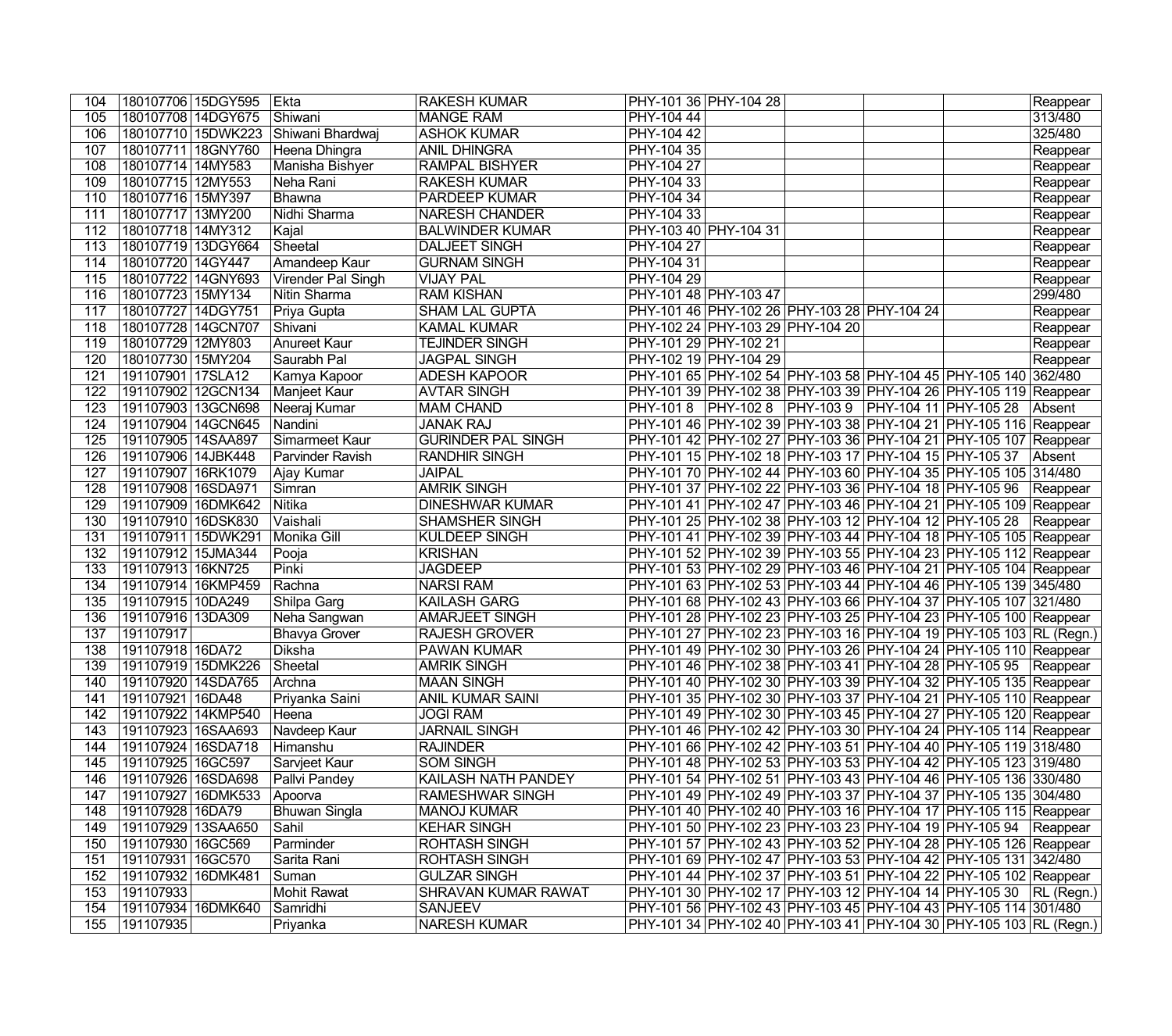| | | | | | | | | | | |
|---|---|---|---|---|---|---|---|---|---|---|
| 104 | 180107706 | 15DGY595 | Ekta | RAKESH KUMAR | PHY-101 36 | PHY-104 28 | | | | Reappear |
| 105 | 180107708 | 14DGY675 | Shiwani | MANGE RAM | PHY-104 44 | | | | | 313/480 |
| 106 | 180107710 | 15DWK223 | Shiwani Bhardwaj | ASHOK KUMAR | PHY-104 42 | | | | | 325/480 |
| 107 | 180107711 | 18GNY760 | Heena Dhingra | ANIL DHINGRA | PHY-104 35 | | | | | Reappear |
| 108 | 180107714 | 14MY583 | Manisha Bishyer | RAMPAL BISHYER | PHY-104 27 | | | | | Reappear |
| 109 | 180107715 | 12MY553 | Neha Rani | RAKESH KUMAR | PHY-104 33 | | | | | Reappear |
| 110 | 180107716 | 15MY397 | Bhawna | PARDEEP KUMAR | PHY-104 34 | | | | | Reappear |
| 111 | 180107717 | 13MY200 | Nidhi Sharma | NARESH CHANDER | PHY-104 33 | | | | | Reappear |
| 112 | 180107718 | 14MY312 | Kajal | BALWINDER KUMAR | PHY-103 40 | PHY-104 31 | | | | Reappear |
| 113 | 180107719 | 13DGY664 | Sheetal | DALJEET SINGH | PHY-104 27 | | | | | Reappear |
| 114 | 180107720 | 14GY447 | Amandeep Kaur | GURNAM SINGH | PHY-104 31 | | | | | Reappear |
| 115 | 180107722 | 14GNY693 | Virender Pal Singh | VIJAY PAL | PHY-104 29 | | | | | Reappear |
| 116 | 180107723 | 15MY134 | Nitin Sharma | RAM KISHAN | PHY-101 48 | PHY-103 47 | | | | 299/480 |
| 117 | 180107727 | 14DGY751 | Priya Gupta | SHAM LAL GUPTA | PHY-101 46 | PHY-102 26 | PHY-103 28 | PHY-104 24 | | Reappear |
| 118 | 180107728 | 14GCN707 | Shivani | KAMAL KUMAR | PHY-102 24 | PHY-103 29 | PHY-104 20 | | | Reappear |
| 119 | 180107729 | 12MY803 | Anureet Kaur | TEJINDER SINGH | PHY-101 29 | PHY-102 21 | | | | Reappear |
| 120 | 180107730 | 15MY204 | Saurabh Pal | JAGPAL SINGH | PHY-102 19 | PHY-104 29 | | | | Reappear |
| 121 | 191107901 | 17SLA12 | Kamya Kapoor | ADESH KAPOOR | PHY-101 65 | PHY-102 54 | PHY-103 58 | PHY-104 45 | PHY-105 140 | 362/480 |
| 122 | 191107902 | 12GCN134 | Manjeet Kaur | AVTAR SINGH | PHY-101 39 | PHY-102 38 | PHY-103 39 | PHY-104 26 | PHY-105 119 | Reappear |
| 123 | 191107903 | 13GCN698 | Neeraj Kumar | MAM CHAND | PHY-101 8 | PHY-102 8 | PHY-103 9 | PHY-104 11 | PHY-105 28 | Absent |
| 124 | 191107904 | 14GCN645 | Nandini | JANAK RAJ | PHY-101 46 | PHY-102 39 | PHY-103 38 | PHY-104 21 | PHY-105 116 | Reappear |
| 125 | 191107905 | 14SAA897 | Simarmeet Kaur | GURINDER PAL SINGH | PHY-101 42 | PHY-102 27 | PHY-103 36 | PHY-104 21 | PHY-105 107 | Reappear |
| 126 | 191107906 | 14JBK448 | Parvinder Ravish | RANDHIR SINGH | PHY-101 15 | PHY-102 18 | PHY-103 17 | PHY-104 15 | PHY-105 37 | Absent |
| 127 | 191107907 | 16RK1079 | Ajay Kumar | JAIPAL | PHY-101 70 | PHY-102 44 | PHY-103 60 | PHY-104 35 | PHY-105 105 | 314/480 |
| 128 | 191107908 | 16SDA971 | Simran | AMRIK SINGH | PHY-101 37 | PHY-102 22 | PHY-103 36 | PHY-104 18 | PHY-105 96 | Reappear |
| 129 | 191107909 | 16DMK642 | Nitika | DINESHWAR KUMAR | PHY-101 41 | PHY-102 47 | PHY-103 46 | PHY-104 21 | PHY-105 109 | Reappear |
| 130 | 191107910 | 16DSK830 | Vaishali | SHAMSHER SINGH | PHY-101 25 | PHY-102 38 | PHY-103 12 | PHY-104 12 | PHY-105 28 | Reappear |
| 131 | 191107911 | 15DWK291 | Monika Gill | KULDEEP SINGH | PHY-101 41 | PHY-102 39 | PHY-103 44 | PHY-104 18 | PHY-105 105 | Reappear |
| 132 | 191107912 | 15JMA344 | Pooja | KRISHAN | PHY-101 52 | PHY-102 39 | PHY-103 55 | PHY-104 23 | PHY-105 112 | Reappear |
| 133 | 191107913 | 16KN725 | Pinki | JAGDEEP | PHY-101 53 | PHY-102 29 | PHY-103 46 | PHY-104 21 | PHY-105 104 | Reappear |
| 134 | 191107914 | 16KMP459 | Rachna | NARSI RAM | PHY-101 63 | PHY-102 53 | PHY-103 44 | PHY-104 46 | PHY-105 139 | 345/480 |
| 135 | 191107915 | 10DA249 | Shilpa Garg | KAILASH GARG | PHY-101 68 | PHY-102 43 | PHY-103 66 | PHY-104 37 | PHY-105 107 | 321/480 |
| 136 | 191107916 | 13DA309 | Neha Sangwan | AMARJEET SINGH | PHY-101 28 | PHY-102 23 | PHY-103 25 | PHY-104 23 | PHY-105 100 | Reappear |
| 137 | 191107917 | | Bhavya Grover | RAJESH GROVER | PHY-101 27 | PHY-102 23 | PHY-103 16 | PHY-104 19 | PHY-105 103 | RL (Regn.) |
| 138 | 191107918 | 16DA72 | Diksha | PAWAN KUMAR | PHY-101 49 | PHY-102 30 | PHY-103 26 | PHY-104 24 | PHY-105 110 | Reappear |
| 139 | 191107919 | 15DMK226 | Sheetal | AMRIK SINGH | PHY-101 46 | PHY-102 38 | PHY-103 41 | PHY-104 28 | PHY-105 95 | Reappear |
| 140 | 191107920 | 14SDA765 | Archna | MAAN SINGH | PHY-101 40 | PHY-102 30 | PHY-103 39 | PHY-104 32 | PHY-105 135 | Reappear |
| 141 | 191107921 | 16DA48 | Priyanka Saini | ANIL KUMAR SAINI | PHY-101 35 | PHY-102 30 | PHY-103 37 | PHY-104 21 | PHY-105 110 | Reappear |
| 142 | 191107922 | 14KMP540 | Heena | JOGI RAM | PHY-101 49 | PHY-102 30 | PHY-103 45 | PHY-104 27 | PHY-105 120 | Reappear |
| 143 | 191107923 | 16SAA693 | Navdeep Kaur | JARNAIL SINGH | PHY-101 46 | PHY-102 42 | PHY-103 30 | PHY-104 24 | PHY-105 114 | Reappear |
| 144 | 191107924 | 16SDA718 | Himanshu | RAJINDER | PHY-101 66 | PHY-102 42 | PHY-103 51 | PHY-104 40 | PHY-105 119 | 318/480 |
| 145 | 191107925 | 16GC597 | Sarvjeet Kaur | SOM SINGH | PHY-101 48 | PHY-102 53 | PHY-103 53 | PHY-104 42 | PHY-105 123 | 319/480 |
| 146 | 191107926 | 16SDA698 | Pallvi Pandey | KAILASH NATH PANDEY | PHY-101 54 | PHY-102 51 | PHY-103 43 | PHY-104 46 | PHY-105 136 | 330/480 |
| 147 | 191107927 | 16DMK533 | Apoorva | RAMESHWAR SINGH | PHY-101 49 | PHY-102 49 | PHY-103 37 | PHY-104 37 | PHY-105 135 | 304/480 |
| 148 | 191107928 | 16DA79 | Bhuwan Singla | MANOJ KUMAR | PHY-101 40 | PHY-102 40 | PHY-103 16 | PHY-104 17 | PHY-105 115 | Reappear |
| 149 | 191107929 | 13SAA650 | Sahil | KEHAR SINGH | PHY-101 50 | PHY-102 23 | PHY-103 23 | PHY-104 19 | PHY-105 94 | Reappear |
| 150 | 191107930 | 16GC569 | Parminder | ROHTASH SINGH | PHY-101 57 | PHY-102 43 | PHY-103 52 | PHY-104 28 | PHY-105 126 | Reappear |
| 151 | 191107931 | 16GC570 | Sarita Rani | ROHTASH SINGH | PHY-101 69 | PHY-102 47 | PHY-103 53 | PHY-104 42 | PHY-105 131 | 342/480 |
| 152 | 191107932 | 16DMK481 | Suman | GULZAR SINGH | PHY-101 44 | PHY-102 37 | PHY-103 51 | PHY-104 22 | PHY-105 102 | Reappear |
| 153 | 191107933 | | Mohit Rawat | SHRAVAN KUMAR RAWAT | PHY-101 30 | PHY-102 17 | PHY-103 12 | PHY-104 14 | PHY-105 30 | RL (Regn.) |
| 154 | 191107934 | 16DMK640 | Samridhi | SANJEEV | PHY-101 56 | PHY-102 43 | PHY-103 45 | PHY-104 43 | PHY-105 114 | 301/480 |
| 155 | 191107935 | | Priyanka | NARESH KUMAR | PHY-101 34 | PHY-102 40 | PHY-103 41 | PHY-104 30 | PHY-105 103 | RL (Regn.) |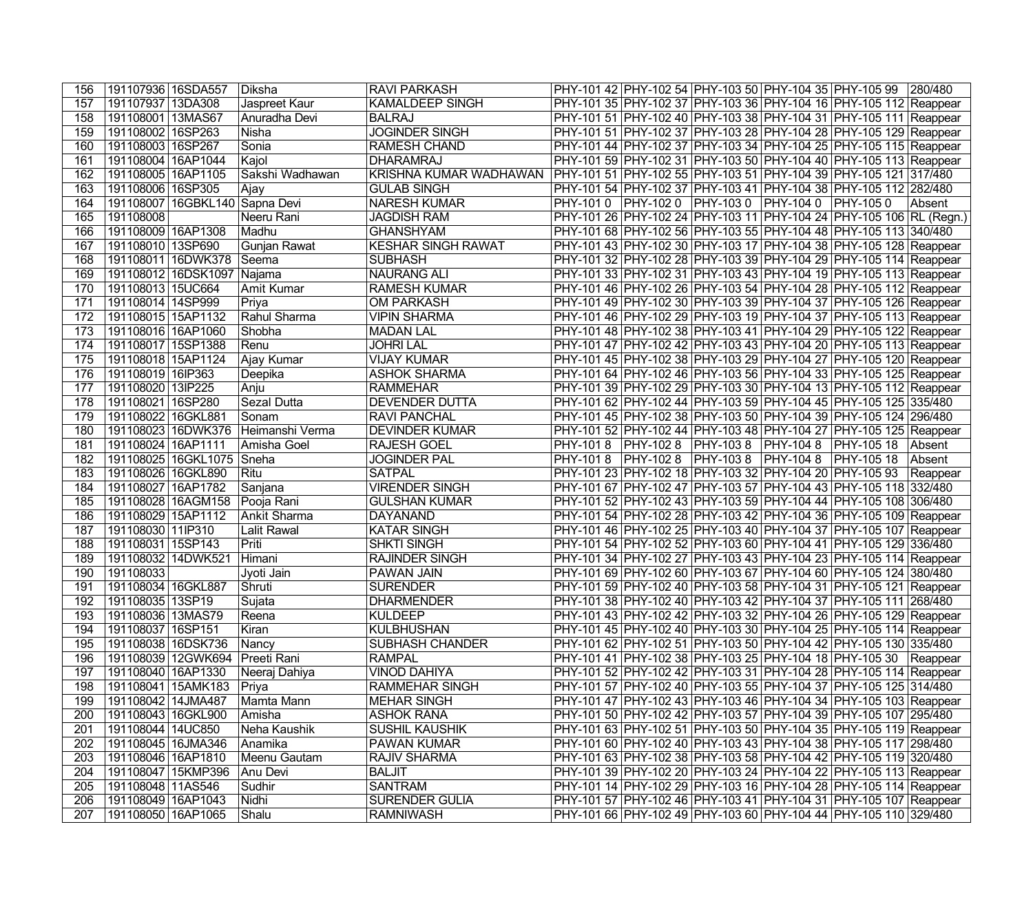| 156 | 191107936 | 16SDA557 | Diksha | RAVI PARKASH | PHY-101 42 | PHY-102 54 | PHY-103 50 | PHY-104 35 | PHY-105 99 | 280/480 |
|---|---|---|---|---|---|---|---|---|---|---|
| 157 | 191107937 | 13DA308 | Jaspreet Kaur | KAMALDEEP SINGH | PHY-101 35 | PHY-102 37 | PHY-103 36 | PHY-104 16 | PHY-105 112 | Reappear |
| 158 | 191108001 | 13MAS67 | Anuradha Devi | BALRAJ | PHY-101 51 | PHY-102 40 | PHY-103 38 | PHY-104 31 | PHY-105 111 | Reappear |
| 159 | 191108002 | 16SP263 | Nisha | JOGINDER SINGH | PHY-101 51 | PHY-102 37 | PHY-103 28 | PHY-104 28 | PHY-105 129 | Reappear |
| 160 | 191108003 | 16SP267 | Sonia | RAMESH CHAND | PHY-101 44 | PHY-102 37 | PHY-103 34 | PHY-104 25 | PHY-105 115 | Reappear |
| 161 | 191108004 | 16AP1044 | Kajol | DHARAMRAJ | PHY-101 59 | PHY-102 31 | PHY-103 50 | PHY-104 40 | PHY-105 113 | Reappear |
| 162 | 191108005 | 16AP1105 | Sakshi Wadhawan | KRISHNA KUMAR WADHAWAN | PHY-101 51 | PHY-102 55 | PHY-103 51 | PHY-104 39 | PHY-105 121 | 317/480 |
| 163 | 191108006 | 16SP305 | Ajay | GULAB SINGH | PHY-101 54 | PHY-102 37 | PHY-103 41 | PHY-104 38 | PHY-105 112 | 282/480 |
| 164 | 191108007 | 16GBKL140 | Sapna Devi | NARESH KUMAR | PHY-101 0 | PHY-102 0 | PHY-103 0 | PHY-104 0 | PHY-105 0 | Absent |
| 165 | 191108008 | | Neeru Rani | JAGDISH RAM | PHY-101 26 | PHY-102 24 | PHY-103 11 | PHY-104 24 | PHY-105 106 | RL (Regn.) |
| 166 | 191108009 | 16AP1308 | Madhu | GHANSHYAM | PHY-101 68 | PHY-102 56 | PHY-103 55 | PHY-104 48 | PHY-105 113 | 340/480 |
| 167 | 191108010 | 13SP690 | Gunjan Rawat | KESHAR SINGH RAWAT | PHY-101 43 | PHY-102 30 | PHY-103 17 | PHY-104 38 | PHY-105 128 | Reappear |
| 168 | 191108011 | 16DWK378 | Seema | SUBHASH | PHY-101 32 | PHY-102 28 | PHY-103 39 | PHY-104 29 | PHY-105 114 | Reappear |
| 169 | 191108012 | 16DSK1097 | Najama | NAURANG ALI | PHY-101 33 | PHY-102 31 | PHY-103 43 | PHY-104 19 | PHY-105 113 | Reappear |
| 170 | 191108013 | 15UC664 | Amit Kumar | RAMESH KUMAR | PHY-101 46 | PHY-102 26 | PHY-103 54 | PHY-104 28 | PHY-105 112 | Reappear |
| 171 | 191108014 | 14SP999 | Priya | OM PARKASH | PHY-101 49 | PHY-102 30 | PHY-103 39 | PHY-104 37 | PHY-105 126 | Reappear |
| 172 | 191108015 | 15AP1132 | Rahul Sharma | VIPIN SHARMA | PHY-101 46 | PHY-102 29 | PHY-103 19 | PHY-104 37 | PHY-105 113 | Reappear |
| 173 | 191108016 | 16AP1060 | Shobha | MADAN LAL | PHY-101 48 | PHY-102 38 | PHY-103 41 | PHY-104 29 | PHY-105 122 | Reappear |
| 174 | 191108017 | 15SP1388 | Renu | JOHRI LAL | PHY-101 47 | PHY-102 42 | PHY-103 43 | PHY-104 20 | PHY-105 113 | Reappear |
| 175 | 191108018 | 15AP1124 | Ajay Kumar | VIJAY KUMAR | PHY-101 45 | PHY-102 38 | PHY-103 29 | PHY-104 27 | PHY-105 120 | Reappear |
| 176 | 191108019 | 16IP363 | Deepika | ASHOK SHARMA | PHY-101 64 | PHY-102 46 | PHY-103 56 | PHY-104 33 | PHY-105 125 | Reappear |
| 177 | 191108020 | 13IP225 | Anju | RAMMEHAR | PHY-101 39 | PHY-102 29 | PHY-103 30 | PHY-104 13 | PHY-105 112 | Reappear |
| 178 | 191108021 | 16SP280 | Sezal Dutta | DEVENDER DUTTA | PHY-101 62 | PHY-102 44 | PHY-103 59 | PHY-104 45 | PHY-105 125 | 335/480 |
| 179 | 191108022 | 16GKL881 | Sonam | RAVI PANCHAL | PHY-101 45 | PHY-102 38 | PHY-103 50 | PHY-104 39 | PHY-105 124 | 296/480 |
| 180 | 191108023 | 16DWK376 | Heimanshi Verma | DEVINDER KUMAR | PHY-101 52 | PHY-102 44 | PHY-103 48 | PHY-104 27 | PHY-105 125 | Reappear |
| 181 | 191108024 | 16AP1111 | Amisha Goel | RAJESH GOEL | PHY-101 8 | PHY-102 8 | PHY-103 8 | PHY-104 8 | PHY-105 18 | Absent |
| 182 | 191108025 | 16GKL1075 | Sneha | JOGINDER PAL | PHY-101 8 | PHY-102 8 | PHY-103 8 | PHY-104 8 | PHY-105 18 | Absent |
| 183 | 191108026 | 16GKL890 | Ritu | SATPAL | PHY-101 23 | PHY-102 18 | PHY-103 32 | PHY-104 20 | PHY-105 93 | Reappear |
| 184 | 191108027 | 16AP1782 | Sanjana | VIRENDER SINGH | PHY-101 67 | PHY-102 47 | PHY-103 57 | PHY-104 43 | PHY-105 118 | 332/480 |
| 185 | 191108028 | 16AGM158 | Pooja Rani | GULSHAN KUMAR | PHY-101 52 | PHY-102 43 | PHY-103 59 | PHY-104 44 | PHY-105 108 | 306/480 |
| 186 | 191108029 | 15AP1112 | Ankit Sharma | DAYANAND | PHY-101 54 | PHY-102 28 | PHY-103 42 | PHY-104 36 | PHY-105 109 | Reappear |
| 187 | 191108030 | 11IP310 | Lalit Rawal | KATAR SINGH | PHY-101 46 | PHY-102 25 | PHY-103 40 | PHY-104 37 | PHY-105 107 | Reappear |
| 188 | 191108031 | 15SP143 | Priti | SHKTI SINGH | PHY-101 54 | PHY-102 52 | PHY-103 60 | PHY-104 41 | PHY-105 129 | 336/480 |
| 189 | 191108032 | 14DWK521 | Himani | RAJINDER SINGH | PHY-101 34 | PHY-102 27 | PHY-103 43 | PHY-104 23 | PHY-105 114 | Reappear |
| 190 | 191108033 | | Jyoti Jain | PAWAN JAIN | PHY-101 69 | PHY-102 60 | PHY-103 67 | PHY-104 60 | PHY-105 124 | 380/480 |
| 191 | 191108034 | 16GKL887 | Shruti | SURENDER | PHY-101 59 | PHY-102 40 | PHY-103 58 | PHY-104 31 | PHY-105 121 | Reappear |
| 192 | 191108035 | 13SP19 | Sujata | DHARMENDER | PHY-101 38 | PHY-102 40 | PHY-103 42 | PHY-104 37 | PHY-105 111 | 268/480 |
| 193 | 191108036 | 13MAS79 | Reena | KULDEEP | PHY-101 43 | PHY-102 42 | PHY-103 32 | PHY-104 26 | PHY-105 129 | Reappear |
| 194 | 191108037 | 16SP151 | Kiran | KULBHUSHAN | PHY-101 45 | PHY-102 40 | PHY-103 30 | PHY-104 25 | PHY-105 114 | Reappear |
| 195 | 191108038 | 16DSK736 | Nancy | SUBHASH CHANDER | PHY-101 62 | PHY-102 51 | PHY-103 50 | PHY-104 42 | PHY-105 130 | 335/480 |
| 196 | 191108039 | 12GWK694 | Preeti Rani | RAMPAL | PHY-101 41 | PHY-102 38 | PHY-103 25 | PHY-104 18 | PHY-105 30 | Reappear |
| 197 | 191108040 | 16AP1330 | Neeraj Dahiya | VINOD DAHIYA | PHY-101 52 | PHY-102 42 | PHY-103 31 | PHY-104 28 | PHY-105 114 | Reappear |
| 198 | 191108041 | 15AMK183 | Priya | RAMMEHAR SINGH | PHY-101 57 | PHY-102 40 | PHY-103 55 | PHY-104 37 | PHY-105 125 | 314/480 |
| 199 | 191108042 | 14JMA487 | Mamta Mann | MEHAR SINGH | PHY-101 47 | PHY-102 43 | PHY-103 46 | PHY-104 34 | PHY-105 103 | Reappear |
| 200 | 191108043 | 16GKL900 | Amisha | ASHOK RANA | PHY-101 50 | PHY-102 42 | PHY-103 57 | PHY-104 39 | PHY-105 107 | 295/480 |
| 201 | 191108044 | 14UC850 | Neha Kaushik | SUSHIL KAUSHIK | PHY-101 63 | PHY-102 51 | PHY-103 50 | PHY-104 35 | PHY-105 119 | Reappear |
| 202 | 191108045 | 16JMA346 | Anamika | PAWAN KUMAR | PHY-101 60 | PHY-102 40 | PHY-103 43 | PHY-104 38 | PHY-105 117 | 298/480 |
| 203 | 191108046 | 16AP1810 | Meenu Gautam | RAJIV SHARMA | PHY-101 63 | PHY-102 38 | PHY-103 58 | PHY-104 42 | PHY-105 119 | 320/480 |
| 204 | 191108047 | 15KMP396 | Anu Devi | BALJIT | PHY-101 39 | PHY-102 20 | PHY-103 24 | PHY-104 22 | PHY-105 113 | Reappear |
| 205 | 191108048 | 11AS546 | Sudhir | SANTRAM | PHY-101 14 | PHY-102 29 | PHY-103 16 | PHY-104 28 | PHY-105 114 | Reappear |
| 206 | 191108049 | 16AP1043 | Nidhi | SURENDER GULIA | PHY-101 57 | PHY-102 46 | PHY-103 41 | PHY-104 31 | PHY-105 107 | Reappear |
| 207 | 191108050 | 16AP1065 | Shalu | RAMNIWASH | PHY-101 66 | PHY-102 49 | PHY-103 60 | PHY-104 44 | PHY-105 110 | 329/480 |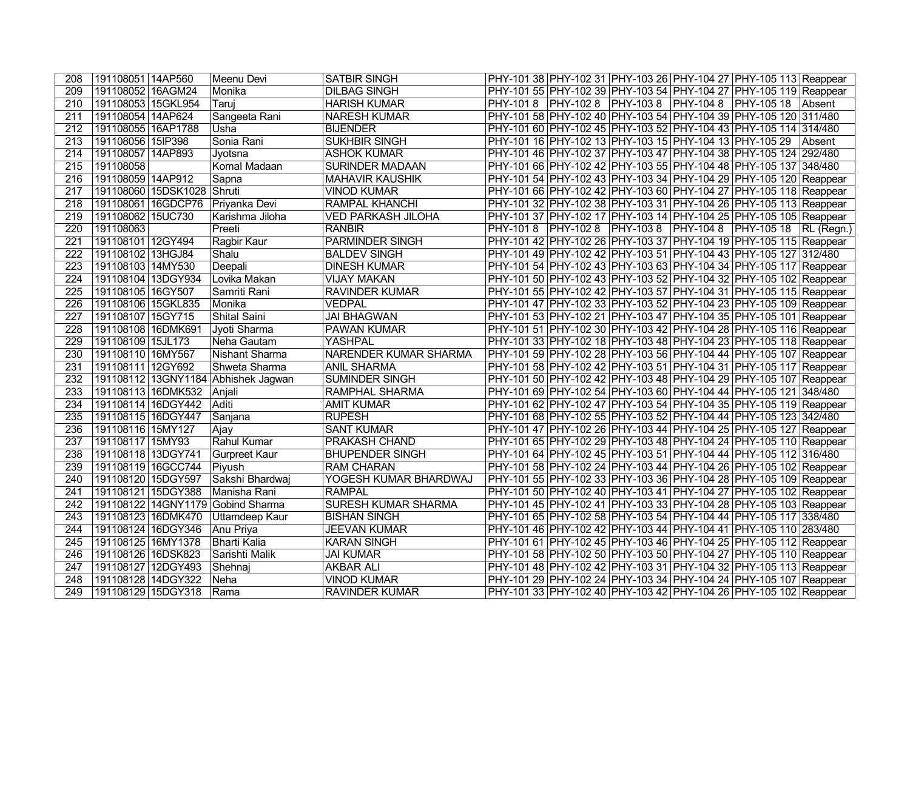| | | | | | | | | | | |
|---|---|---|---|---|---|---|---|---|---|---|
| 208 | 191108051 | 14AP560 | Meenu Devi | SATBIR SINGH | PHY-101 38 | PHY-102 31 | PHY-103 26 | PHY-104 27 | PHY-105 113 | Reappear |
| 209 | 191108052 | 16AGM24 | Monika | DILBAG SINGH | PHY-101 55 | PHY-102 39 | PHY-103 54 | PHY-104 27 | PHY-105 119 | Reappear |
| 210 | 191108053 | 15GKL954 | Taruj | HARISH KUMAR | PHY-101 8 | PHY-102 8 | PHY-103 8 | PHY-104 8 | PHY-105 18 | Absent |
| 211 | 191108054 | 14AP624 | Sangeeta Rani | NARESH KUMAR | PHY-101 58 | PHY-102 40 | PHY-103 54 | PHY-104 39 | PHY-105 120 | 311/480 |
| 212 | 191108055 | 16AP1788 | Usha | BIJENDER | PHY-101 60 | PHY-102 45 | PHY-103 52 | PHY-104 43 | PHY-105 114 | 314/480 |
| 213 | 191108056 | 15IP398 | Sonia Rani | SUKHBIR SINGH | PHY-101 16 | PHY-102 13 | PHY-103 15 | PHY-104 13 | PHY-105 29 | Absent |
| 214 | 191108057 | 14AP893 | Jyotsna | ASHOK KUMAR | PHY-101 46 | PHY-102 37 | PHY-103 47 | PHY-104 38 | PHY-105 124 | 292/480 |
| 215 | 191108058 | | Komal Madaan | SURINDER MADAAN | PHY-101 66 | PHY-102 42 | PHY-103 55 | PHY-104 48 | PHY-105 137 | 348/480 |
| 216 | 191108059 | 14AP912 | Sapna | MAHAVIR KAUSHIK | PHY-101 54 | PHY-102 43 | PHY-103 34 | PHY-104 29 | PHY-105 120 | Reappear |
| 217 | 191108060 | 15DSK1028 | Shruti | VINOD KUMAR | PHY-101 66 | PHY-102 42 | PHY-103 60 | PHY-104 27 | PHY-105 118 | Reappear |
| 218 | 191108061 | 16GDCP76 | Priyanka Devi | RAMPAL KHANCHI | PHY-101 32 | PHY-102 38 | PHY-103 31 | PHY-104 26 | PHY-105 113 | Reappear |
| 219 | 191108062 | 15UC730 | Karishma Jiloha | VED PARKASH JILOHA | PHY-101 37 | PHY-102 17 | PHY-103 14 | PHY-104 25 | PHY-105 105 | Reappear |
| 220 | 191108063 | | Preeti | RANBIR | PHY-101 8 | PHY-102 8 | PHY-103 8 | PHY-104 8 | PHY-105 18 | RL (Regn.) |
| 221 | 191108101 | 12GY494 | Ragbir Kaur | PARMINDER SINGH | PHY-101 42 | PHY-102 26 | PHY-103 37 | PHY-104 19 | PHY-105 115 | Reappear |
| 222 | 191108102 | 13HGJ84 | Shalu | BALDEV SINGH | PHY-101 49 | PHY-102 42 | PHY-103 51 | PHY-104 43 | PHY-105 127 | 312/480 |
| 223 | 191108103 | 14MY530 | Deepali | DINESH KUMAR | PHY-101 54 | PHY-102 43 | PHY-103 63 | PHY-104 34 | PHY-105 117 | Reappear |
| 224 | 191108104 | 13DGY934 | Lovika Makan | VIJAY MAKAN | PHY-101 50 | PHY-102 43 | PHY-103 52 | PHY-104 32 | PHY-105 102 | Reappear |
| 225 | 191108105 | 16GY507 | Samriti Rani | RAVINDER KUMAR | PHY-101 55 | PHY-102 42 | PHY-103 57 | PHY-104 31 | PHY-105 115 | Reappear |
| 226 | 191108106 | 15GKL835 | Monika | VEDPAL | PHY-101 47 | PHY-102 33 | PHY-103 52 | PHY-104 23 | PHY-105 109 | Reappear |
| 227 | 191108107 | 15GY715 | Shital Saini | JAI BHAGWAN | PHY-101 53 | PHY-102 21 | PHY-103 47 | PHY-104 35 | PHY-105 101 | Reappear |
| 228 | 191108108 | 16DMK691 | Jyoti Sharma | PAWAN KUMAR | PHY-101 51 | PHY-102 30 | PHY-103 42 | PHY-104 28 | PHY-105 116 | Reappear |
| 229 | 191108109 | 15JL173 | Neha Gautam | YASHPAL | PHY-101 33 | PHY-102 18 | PHY-103 48 | PHY-104 23 | PHY-105 118 | Reappear |
| 230 | 191108110 | 16MY567 | Nishant Sharma | NARENDER KUMAR SHARMA | PHY-101 59 | PHY-102 28 | PHY-103 56 | PHY-104 44 | PHY-105 107 | Reappear |
| 231 | 191108111 | 12GY692 | Shweta Sharma | ANIL SHARMA | PHY-101 58 | PHY-102 42 | PHY-103 51 | PHY-104 31 | PHY-105 117 | Reappear |
| 232 | 191108112 | 13GNY1184 | Abhishek Jagwan | SUMINDER SINGH | PHY-101 50 | PHY-102 42 | PHY-103 48 | PHY-104 29 | PHY-105 107 | Reappear |
| 233 | 191108113 | 16DMK532 | Anjali | RAMPHAL SHARMA | PHY-101 69 | PHY-102 54 | PHY-103 60 | PHY-104 44 | PHY-105 121 | 348/480 |
| 234 | 191108114 | 16DGY442 | Aditi | AMIT KUMAR | PHY-101 62 | PHY-102 47 | PHY-103 54 | PHY-104 35 | PHY-105 119 | Reappear |
| 235 | 191108115 | 16DGY447 | Sanjana | RUPESH | PHY-101 68 | PHY-102 55 | PHY-103 52 | PHY-104 44 | PHY-105 123 | 342/480 |
| 236 | 191108116 | 15MY127 | Ajay | SANT KUMAR | PHY-101 47 | PHY-102 26 | PHY-103 44 | PHY-104 25 | PHY-105 127 | Reappear |
| 237 | 191108117 | 15MY93 | Rahul Kumar | PRAKASH CHAND | PHY-101 65 | PHY-102 29 | PHY-103 48 | PHY-104 24 | PHY-105 110 | Reappear |
| 238 | 191108118 | 13DGY741 | Gurpreet Kaur | BHUPENDER SINGH | PHY-101 64 | PHY-102 45 | PHY-103 51 | PHY-104 44 | PHY-105 112 | 316/480 |
| 239 | 191108119 | 16GCC744 | Piyush | RAM CHARAN | PHY-101 58 | PHY-102 24 | PHY-103 44 | PHY-104 26 | PHY-105 102 | Reappear |
| 240 | 191108120 | 15DGY597 | Sakshi Bhardwaj | YOGESH KUMAR BHARDWAJ | PHY-101 55 | PHY-102 33 | PHY-103 36 | PHY-104 28 | PHY-105 109 | Reappear |
| 241 | 191108121 | 15DGY388 | Manisha Rani | RAMPAL | PHY-101 50 | PHY-102 40 | PHY-103 41 | PHY-104 27 | PHY-105 102 | Reappear |
| 242 | 191108122 | 14GNY1179 | Gobind Sharma | SURESH KUMAR SHARMA | PHY-101 45 | PHY-102 41 | PHY-103 33 | PHY-104 28 | PHY-105 103 | Reappear |
| 243 | 191108123 | 16DMK470 | Uttamdeep Kaur | BISHAN SINGH | PHY-101 65 | PHY-102 58 | PHY-103 54 | PHY-104 44 | PHY-105 117 | 338/480 |
| 244 | 191108124 | 16DGY346 | Anu Priya | JEEVAN KUMAR | PHY-101 46 | PHY-102 42 | PHY-103 44 | PHY-104 41 | PHY-105 110 | 283/480 |
| 245 | 191108125 | 16MY1378 | Bharti Kalia | KARAN SINGH | PHY-101 61 | PHY-102 45 | PHY-103 46 | PHY-104 25 | PHY-105 112 | Reappear |
| 246 | 191108126 | 16DSK823 | Sarishti Malik | JAI KUMAR | PHY-101 58 | PHY-102 50 | PHY-103 50 | PHY-104 27 | PHY-105 110 | Reappear |
| 247 | 191108127 | 12DGY493 | Shehnaj | AKBAR ALI | PHY-101 48 | PHY-102 42 | PHY-103 31 | PHY-104 32 | PHY-105 113 | Reappear |
| 248 | 191108128 | 14DGY322 | Neha | VINOD KUMAR | PHY-101 29 | PHY-102 24 | PHY-103 34 | PHY-104 24 | PHY-105 107 | Reappear |
| 249 | 191108129 | 15DGY318 | Rama | RAVINDER KUMAR | PHY-101 33 | PHY-102 40 | PHY-103 42 | PHY-104 26 | PHY-105 102 | Reappear |